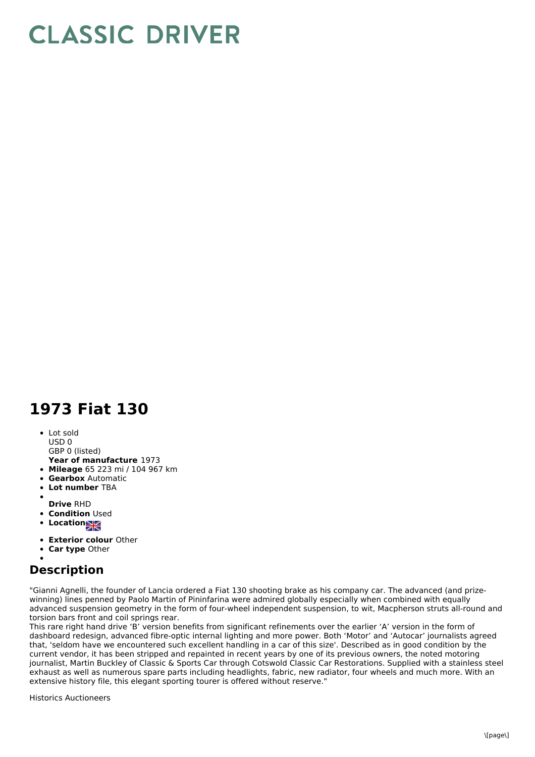# CLASSIC DRIVER

## 1973 Fiat 130

- Lot sold
  USD 0
  GBP 0 (listed)
  **Year of manufacture** 1973
- **Mileage** 65 223 mi / 104 967 km
- **Gearbox** Automatic
- **Lot number** TBA
- **Drive** RHD
- **Condition** Used
- **Location**
- **Exterior colour** Other
- **Car type** Other

## Description

"Gianni Agnelli, the founder of Lancia ordered a Fiat 130 shooting brake as his company car. The advanced (and prize-winning) lines penned by Paolo Martin of Pininfarina were admired globally especially when combined with equally advanced suspension geometry in the form of four-wheel independent suspension, to wit, Macpherson struts all-round and torsion bars front and coil springs rear.
This rare right hand drive 'B' version benefits from significant refinements over the earlier 'A' version in the form of dashboard redesign, advanced fibre-optic internal lighting and more power. Both 'Motor' and 'Autocar' journalists agreed that, 'seldom have we encountered such excellent handling in a car of this size'. Described as in good condition by the current vendor, it has been stripped and repainted in recent years by one of its previous owners, the noted motoring journalist, Martin Buckley of Classic & Sports Car through Cotswold Classic Car Restorations. Supplied with a stainless steel exhaust as well as numerous spare parts including headlights, fabric, new radiator, four wheels and much more. With an extensive history file, this elegant sporting tourer is offered without reserve."

Historics Auctioneers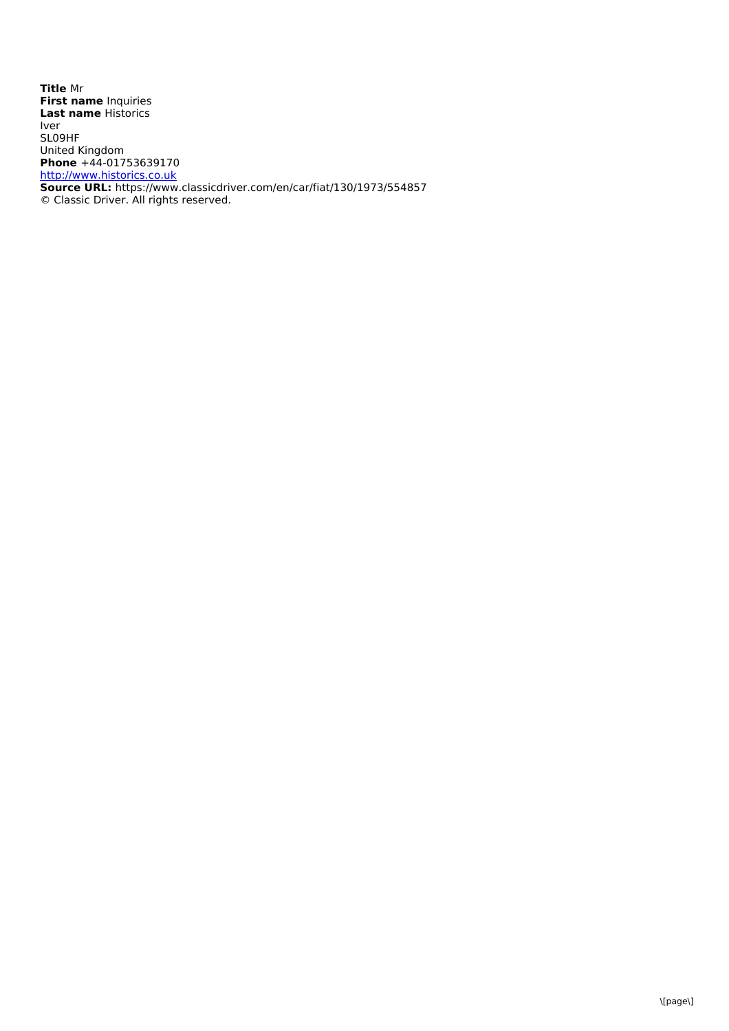**Title** Mr
**First name** Inquiries
**Last name** Historics
Iver
SL09HF
United Kingdom
**Phone** +44-01753639170
[http://www.historics.co.uk](http://www.historics.co.uk)
**Source URL:** https://www.classicdriver.com/en/car/fiat/130/1973/554857
© Classic Driver. All rights reserved.